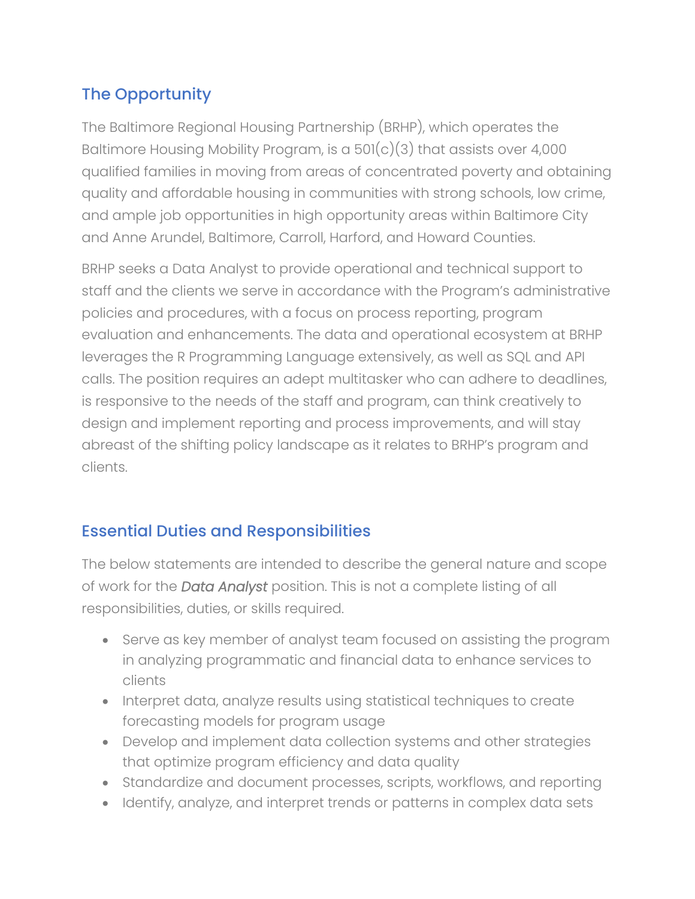## The Opportunity

The Baltimore Regional Housing Partnership (BRHP), which operates the Baltimore Housing Mobility Program, is a 501(c)(3) that assists over 4,000 qualified families in moving from areas of concentrated poverty and obtaining quality and affordable housing in communities with strong schools, low crime, and ample job opportunities in high opportunity areas within Baltimore City and Anne Arundel, Baltimore, Carroll, Harford, and Howard Counties.

BRHP seeks a Data Analyst to provide operational and technical support to staff and the clients we serve in accordance with the Program's administrative policies and procedures, with a focus on process reporting, program evaluation and enhancements. The data and operational ecosystem at BRHP leverages the R Programming Language extensively, as well as SQL and API calls. The position requires an adept multitasker who can adhere to deadlines, is responsive to the needs of the staff and program, can think creatively to design and implement reporting and process improvements, and will stay abreast of the shifting policy landscape as it relates to BRHP's program and clients.

## Essential Duties and Responsibilities

The below statements are intended to describe the general nature and scope of work for the ***Data Analyst*** position. This is not a complete listing of all responsibilities, duties, or skills required.

- Serve as key member of analyst team focused on assisting the program in analyzing programmatic and financial data to enhance services to clients
- Interpret data, analyze results using statistical techniques to create forecasting models for program usage
- Develop and implement data collection systems and other strategies that optimize program efficiency and data quality
- Standardize and document processes, scripts, workflows, and reporting
- Identify, analyze, and interpret trends or patterns in complex data sets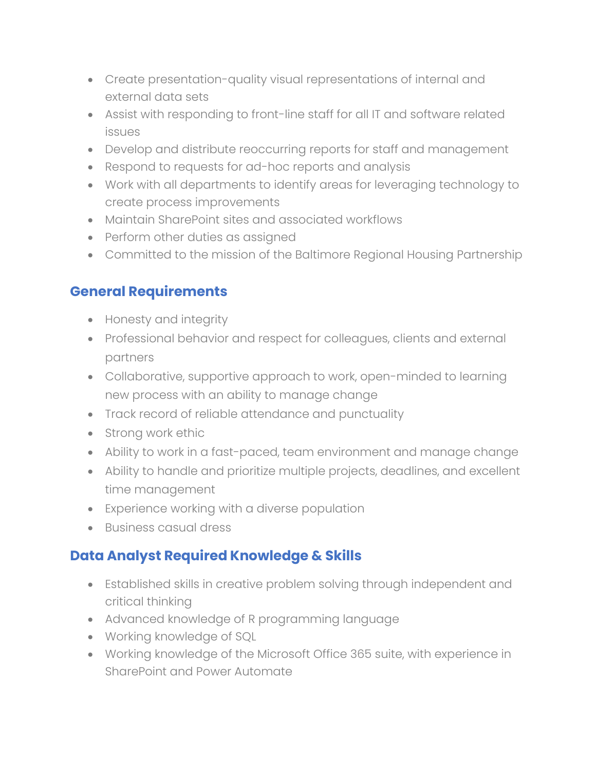- Create presentation-quality visual representations of internal and external data sets
- Assist with responding to front-line staff for all IT and software related issues
- Develop and distribute reoccurring reports for staff and management
- Respond to requests for ad-hoc reports and analysis
- Work with all departments to identify areas for leveraging technology to create process improvements
- Maintain SharePoint sites and associated workflows
- Perform other duties as assigned
- Committed to the mission of the Baltimore Regional Housing Partnership

## General Requirements

- Honesty and integrity
- Professional behavior and respect for colleagues, clients and external partners
- Collaborative, supportive approach to work, open-minded to learning new process with an ability to manage change
- Track record of reliable attendance and punctuality
- Strong work ethic
- Ability to work in a fast-paced, team environment and manage change
- Ability to handle and prioritize multiple projects, deadlines, and excellent time management
- Experience working with a diverse population
- Business casual dress

## Data Analyst Required Knowledge & Skills

- Established skills in creative problem solving through independent and critical thinking
- Advanced knowledge of R programming language
- Working knowledge of SQL
- Working knowledge of the Microsoft Office 365 suite, with experience in SharePoint and Power Automate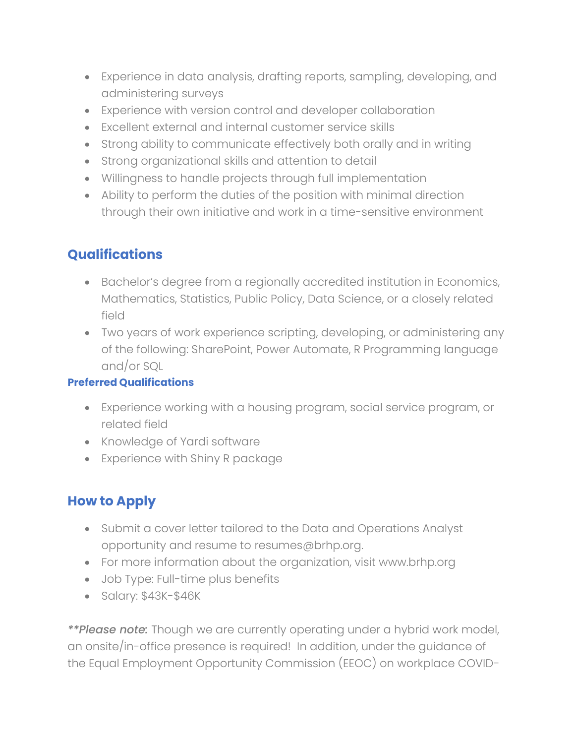- Experience in data analysis, drafting reports, sampling, developing, and administering surveys
- Experience with version control and developer collaboration
- Excellent external and internal customer service skills
- Strong ability to communicate effectively both orally and in writing
- Strong organizational skills and attention to detail
- Willingness to handle projects through full implementation
- Ability to perform the duties of the position with minimal direction through their own initiative and work in a time-sensitive environment

## Qualifications

- Bachelor's degree from a regionally accredited institution in Economics, Mathematics, Statistics, Public Policy, Data Science, or a closely related field
- Two years of work experience scripting, developing, or administering any of the following: SharePoint, Power Automate, R Programming language and/or SQL

### Preferred Qualifications

- Experience working with a housing program, social service program, or related field
- Knowledge of Yardi software
- Experience with Shiny R package

## How to Apply

- Submit a cover letter tailored to the Data and Operations Analyst opportunity and resume to resumes@brhp.org.
- For more information about the organization, visit www.brhp.org
- Job Type: Full-time plus benefits
- Salary: $43K-$46K

***\*Please note:*** Though we are currently operating under a hybrid work model, an onsite/in-office presence is required! In addition, under the guidance of the Equal Employment Opportunity Commission (EEOC) on workplace COVID-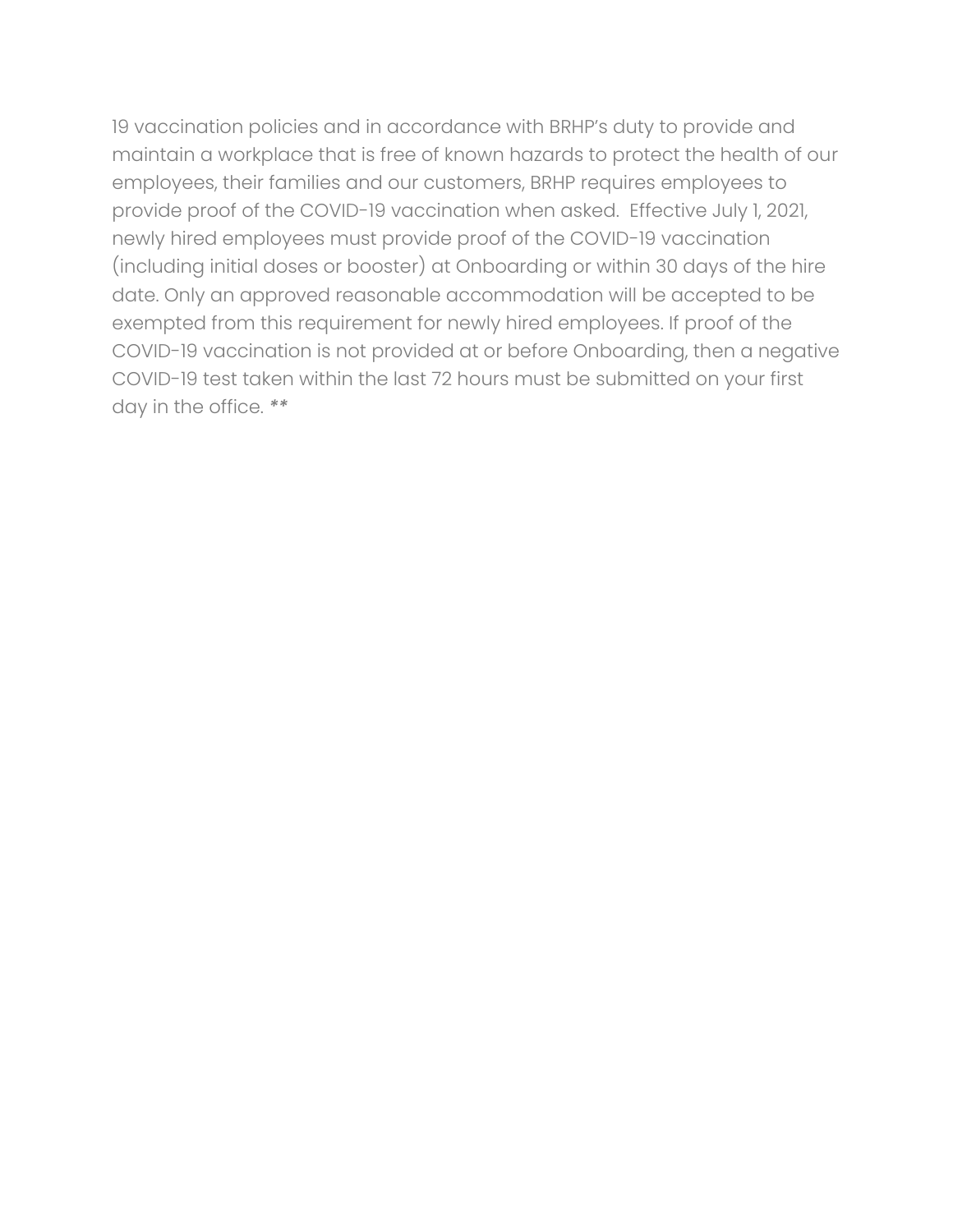19 vaccination policies and in accordance with BRHP's duty to provide and maintain a workplace that is free of known hazards to protect the health of our employees, their families and our customers, BRHP requires employees to provide proof of the COVID-19 vaccination when asked.  Effective July 1, 2021, newly hired employees must provide proof of the COVID-19 vaccination (including initial doses or booster) at Onboarding or within 30 days of the hire date. Only an approved reasonable accommodation will be accepted to be exempted from this requirement for newly hired employees. If proof of the COVID-19 vaccination is not provided at or before Onboarding, then a negative COVID-19 test taken within the last 72 hours must be submitted on your first day in the office. **